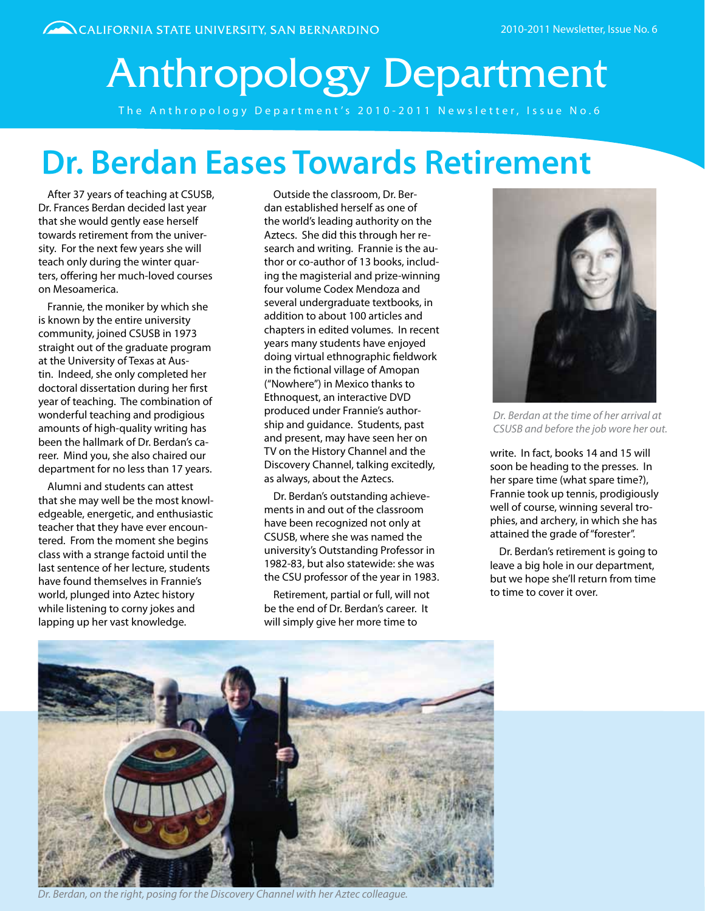# Anthropology Department

The Anthropology Department's 2010-2011 Newsletter, Issue No.6

## Dr. Berdan Eases Towards Retirement

After 37 years of teaching at CSUSB, Dr. Frances Berdan decided last year that she would gently ease herself towards retirement from the university. For the next few years she will teach only during the winter quarters, offering her much-loved courses on Mesoamerica.

Frannie, the moniker by which she is known by the entire university community, joined CSUSB in 1973 straight out of the graduate program at the University of Texas at Austin. Indeed, she only completed her doctoral dissertation during her first year of teaching. The combination of wonderful teaching and prodigious amounts of high-quality writing has been the hallmark of Dr. Berdan's career. Mind you, she also chaired our department for no less than 17 years.

Alumni and students can attest that she may well be the most knowledgeable, energetic, and enthusiastic teacher that they have ever encountered. From the moment she begins class with a strange factoid until the last sentence of her lecture, students have found themselves in Frannie's world, plunged into Aztec history while listening to corny jokes and lapping up her vast knowledge.

Outside the classroom, Dr. Berdan established herself as one of the world's leading authority on the Aztecs. She did this through her research and writing. Frannie is the author or co-author of 13 books, including the magisterial and prize-winning four volume Codex Mendoza and several undergraduate textbooks, in addition to about 100 articles and chapters in edited volumes. In recent years many students have enjoyed doing virtual ethnographic fieldwork in the fictional village of Amopan ("Nowhere") in Mexico thanks to Ethnoquest, an interactive DVD produced under Frannie's authorship and guidance. Students, past and present, may have seen her on TV on the History Channel and the Discovery Channel, talking excitedly, as always, about the Aztecs.

Dr. Berdan's outstanding achievements in and out of the classroom have been recognized not only at CSUSB, where she was named the university's Outstanding Professor in 1982-83, but also statewide: she was the CSU professor of the year in 1983.

Retirement, partial or full, will not be the end of Dr. Berdan's career. It will simply give her more time to write. In fact, books 14 and 15 will soon be heading to the presses. In her spare time (what spare time?), Frannie took up tennis, prodigiously well of course, winning several trophies, and archery, in which she has attained the grade of "forester".

Dr. Berdan's retirement is going to leave a big hole in our department, but we hope she'll return from time to time to cover it over.

*Dr. Berdan at the time of her arrival at CSUSB and before the job wore her out.*

*Dr. Berdan, on the right, posing for the Discovery Channel with her Aztec colleague.*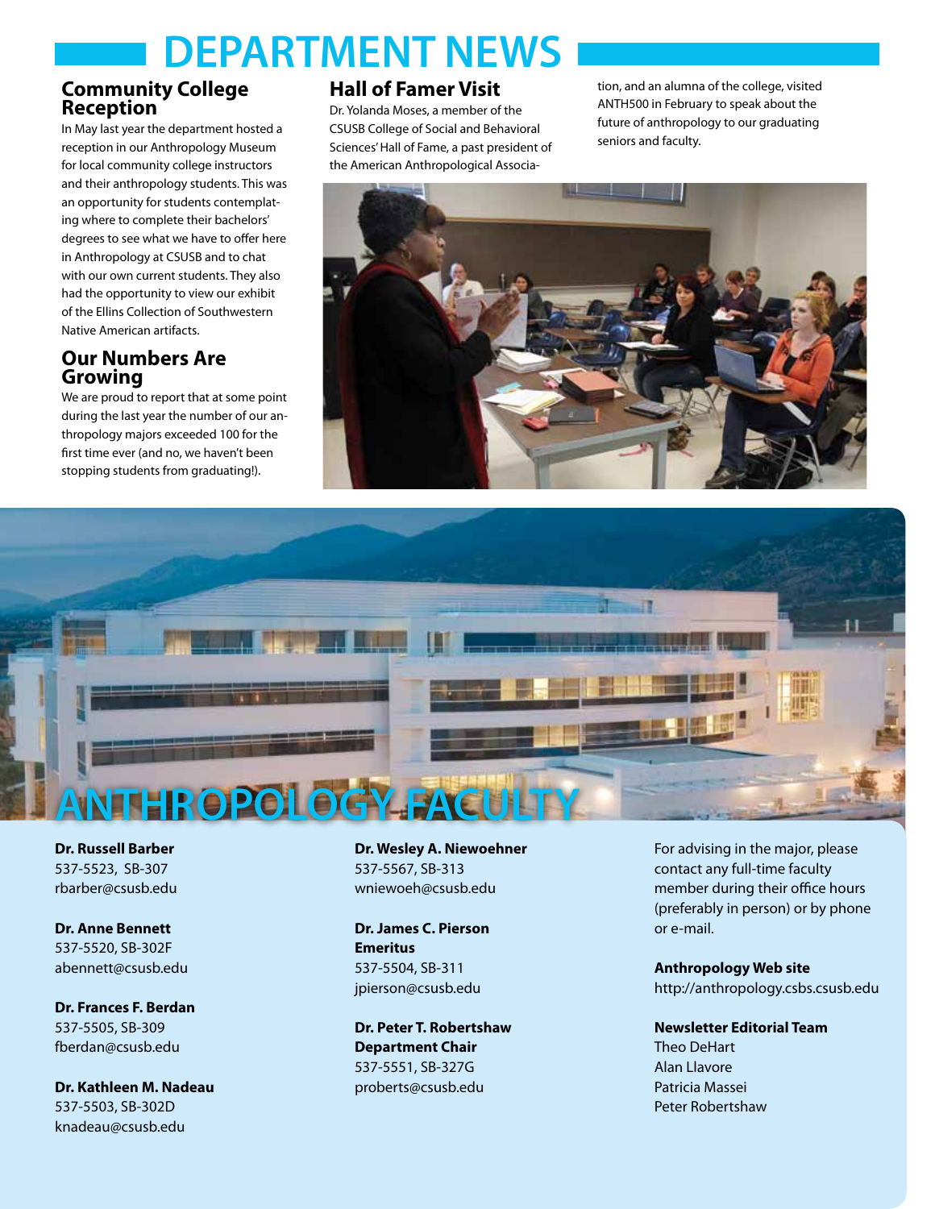# DEPARTMENT NEWS

## Community College Reception

In May last year the department hosted a reception in our Anthropology Museum for local community college instructors and their anthropology students. This was an opportunity for students contemplating where to complete their bachelors' degrees to see what we have to offer here in Anthropology at CSUSB and to chat with our own current students. They also had the opportunity to view our exhibit of the Ellins Collection of Southwestern Native American artifacts.

## Our Numbers Are Growing

We are proud to report that at some point during the last year the number of our anthropology majors exceeded 100 for the first time ever (and no, we haven't been stopping students from graduating!).

## Hall of Famer Visit

Dr. Yolanda Moses, a member of the CSUSB College of Social and Behavioral Sciences' Hall of Fame, a past president of the American Anthropological Association, and an alumna of the college, visited ANTH500 in February to speak about the future of anthropology to our graduating seniors and faculty.

# ANTHROPOLOGY FACULTY

**Dr. Russell Barber**
537-5523, SB-307
rbarber@csusb.edu

**Dr. Anne Bennett**
537-5520, SB-302F
abennett@csusb.edu

**Dr. Frances F. Berdan**
537-5505, SB-309
fberdan@csusb.edu

**Dr. Kathleen M. Nadeau**
537-5503, SB-302D
knadeau@csusb.edu

**Dr. Wesley A. Niewoehner**
537-5567, SB-313
wniewoeh@csusb.edu

**Dr. James C. Pierson**
**Emeritus**
537-5504, SB-311
jpierson@csusb.edu

**Dr. Peter T. Robertshaw**
**Department Chair**
537-5551, SB-327G
proberts@csusb.edu

For advising in the major, please contact any full-time faculty member during their office hours (preferably in person) or by phone or e-mail.

**Anthropology Web site**
http://anthropology.csbs.csusb.edu

**Newsletter Editorial Team**
Theo DeHart
Alan Llavore
Patricia Massei
Peter Robertshaw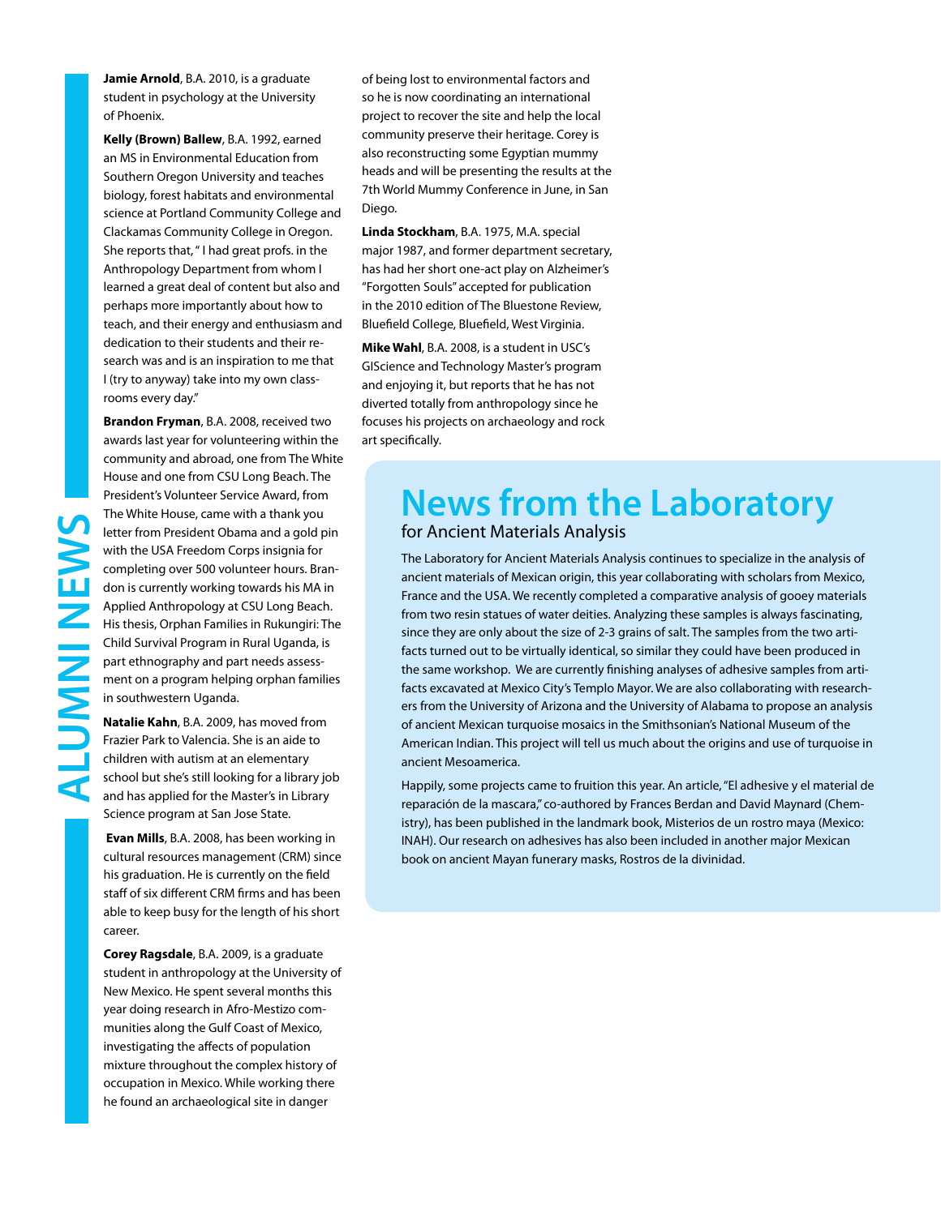# ALUMNI NEWS

**Jamie Arnold**, B.A. 2010, is a graduate student in psychology at the University of Phoenix.

**Kelly (Brown) Ballew**, B.A. 1992, earned an MS in Environmental Education from Southern Oregon University and teaches biology, forest habitats and environmental science at Portland Community College and Clackamas Community College in Oregon. She reports that, " I had great profs. in the Anthropology Department from whom I learned a great deal of content but also and perhaps more importantly about how to teach, and their energy and enthusiasm and dedication to their students and their research was and is an inspiration to me that I (try to anyway) take into my own classrooms every day."

**Brandon Fryman**, B.A. 2008, received two awards last year for volunteering within the community and abroad, one from The White House and one from CSU Long Beach. The President's Volunteer Service Award, from The White House, came with a thank you letter from President Obama and a gold pin with the USA Freedom Corps insignia for completing over 500 volunteer hours. Brandon is currently working towards his MA in Applied Anthropology at CSU Long Beach. His thesis, Orphan Families in Rukungiri: The Child Survival Program in Rural Uganda, is part ethnography and part needs assessment on a program helping orphan families in southwestern Uganda.

**Natalie Kahn**, B.A. 2009, has moved from Frazier Park to Valencia. She is an aide to children with autism at an elementary school but she's still looking for a library job and has applied for the Master's in Library Science program at San Jose State.

**Evan Mills**, B.A. 2008, has been working in cultural resources management (CRM) since his graduation. He is currently on the field staff of six different CRM firms and has been able to keep busy for the length of his short career.

**Corey Ragsdale**, B.A. 2009, is a graduate student in anthropology at the University of New Mexico. He spent several months this year doing research in Afro-Mestizo communities along the Gulf Coast of Mexico, investigating the affects of population mixture throughout the complex history of occupation in Mexico. While working there he found an archaeological site in danger of being lost to environmental factors and so he is now coordinating an international project to recover the site and help the local community preserve their heritage. Corey is also reconstructing some Egyptian mummy heads and will be presenting the results at the 7th World Mummy Conference in June, in San Diego.

**Linda Stockham**, B.A. 1975, M.A. special major 1987, and former department secretary, has had her short one-act play on Alzheimer's "Forgotten Souls" accepted for publication in the 2010 edition of The Bluestone Review, Bluefield College, Bluefield, West Virginia.

**Mike Wahl**, B.A. 2008, is a student in USC's GIScience and Technology Master's program and enjoying it, but reports that he has not diverted totally from anthropology since he focuses his projects on archaeology and rock art specifically.

## News from the Laboratory
### for Ancient Materials Analysis

The Laboratory for Ancient Materials Analysis continues to specialize in the analysis of ancient materials of Mexican origin, this year collaborating with scholars from Mexico, France and the USA. We recently completed a comparative analysis of gooey materials from two resin statues of water deities. Analyzing these samples is always fascinating, since they are only about the size of 2-3 grains of salt. The samples from the two artifacts turned out to be virtually identical, so similar they could have been produced in the same workshop. We are currently finishing analyses of adhesive samples from artifacts excavated at Mexico City's Templo Mayor. We are also collaborating with researchers from the University of Arizona and the University of Alabama to propose an analysis of ancient Mexican turquoise mosaics in the Smithsonian's National Museum of the American Indian. This project will tell us much about the origins and use of turquoise in ancient Mesoamerica.

Happily, some projects came to fruition this year. An article, "El adhesive y el material de reparación de la mascara," co-authored by Frances Berdan and David Maynard (Chemistry), has been published in the landmark book, Misterios de un rostro maya (Mexico: INAH). Our research on adhesives has also been included in another major Mexican book on ancient Mayan funerary masks, Rostros de la divinidad.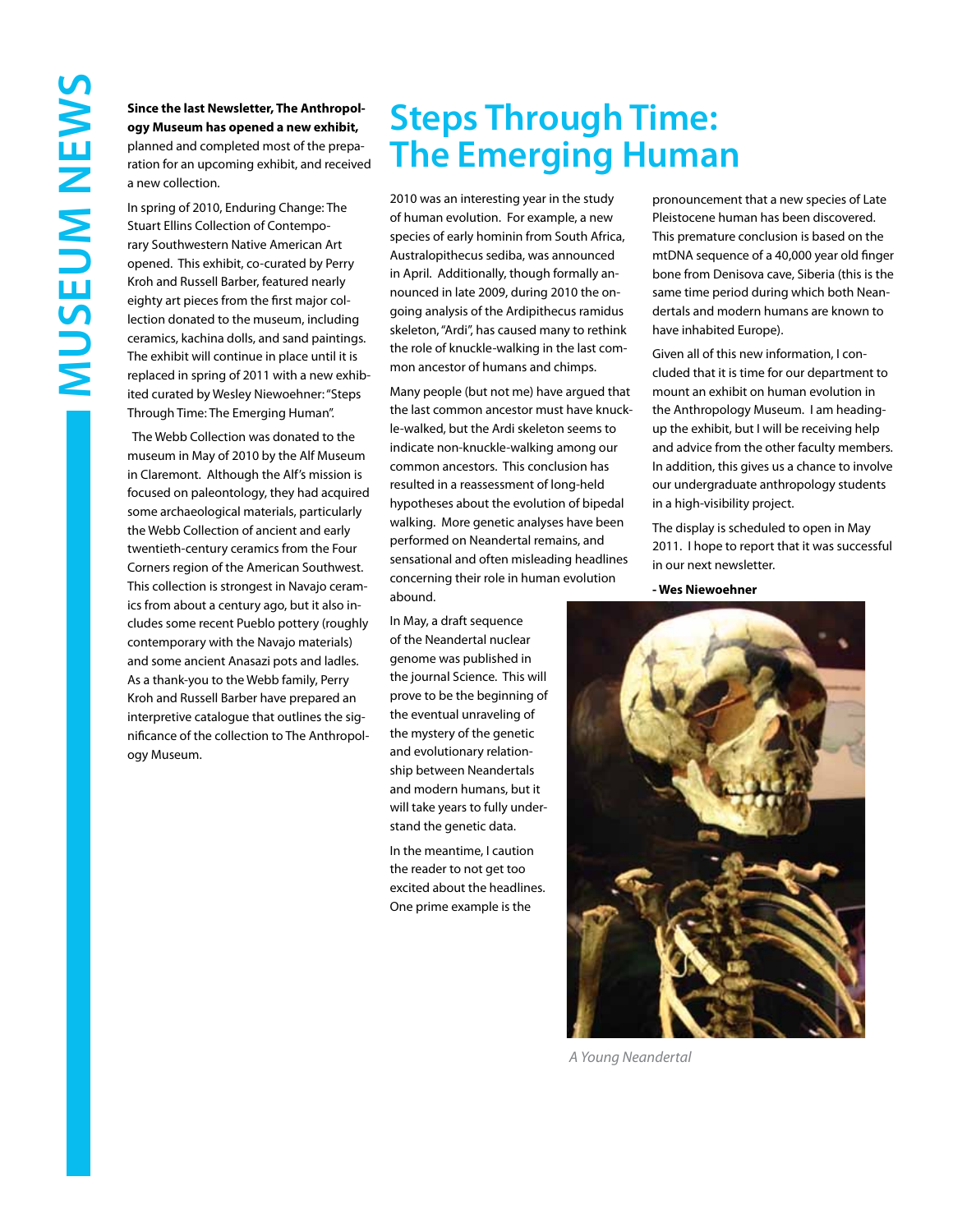# MUSEUM NEWS

**Since the last Newsletter, The Anthropology Museum has opened a new exhibit,** planned and completed most of the preparation for an upcoming exhibit, and received a new collection.

In spring of 2010, Enduring Change: The Stuart Ellins Collection of Contemporary Southwestern Native American Art opened. This exhibit, co-curated by Perry Kroh and Russell Barber, featured nearly eighty art pieces from the first major collection donated to the museum, including ceramics, kachina dolls, and sand paintings. The exhibit will continue in place until it is replaced in spring of 2011 with a new exhibited curated by Wesley Niewoehner: "Steps Through Time: The Emerging Human".

The Webb Collection was donated to the museum in May of 2010 by the Alf Museum in Claremont. Although the Alf's mission is focused on paleontology, they had acquired some archaeological materials, particularly the Webb Collection of ancient and early twentieth-century ceramics from the Four Corners region of the American Southwest. This collection is strongest in Navajo ceramics from about a century ago, but it also includes some recent Pueblo pottery (roughly contemporary with the Navajo materials) and some ancient Anasazi pots and ladles. As a thank-you to the Webb family, Perry Kroh and Russell Barber have prepared an interpretive catalogue that outlines the significance of the collection to The Anthropology Museum.

## Steps Through Time: The Emerging Human

2010 was an interesting year in the study of human evolution. For example, a new species of early hominin from South Africa, Australopithecus sediba, was announced in April. Additionally, though formally announced in late 2009, during 2010 the ongoing analysis of the Ardipithecus ramidus skeleton, "Ardi", has caused many to rethink the role of knuckle-walking in the last common ancestor of humans and chimps.

Many people (but not me) have argued that the last common ancestor must have knuckle-walked, but the Ardi skeleton seems to indicate non-knuckle-walking among our common ancestors. This conclusion has resulted in a reassessment of long-held hypotheses about the evolution of bipedal walking. More genetic analyses have been performed on Neandertal remains, and sensational and often misleading headlines concerning their role in human evolution abound.

In May, a draft sequence of the Neandertal nuclear genome was published in the journal Science. This will prove to be the beginning of the eventual unraveling of the mystery of the genetic and evolutionary relationship between Neandertals and modern humans, but it will take years to fully understand the genetic data.

In the meantime, I caution the reader to not get too excited about the headlines. One prime example is the pronouncement that a new species of Late Pleistocene human has been discovered. This premature conclusion is based on the mtDNA sequence of a 40,000 year old finger bone from Denisova cave, Siberia (this is the same time period during which both Neandertals and modern humans are known to have inhabited Europe).

Given all of this new information, I concluded that it is time for our department to mount an exhibit on human evolution in the Anthropology Museum. I am heading-up the exhibit, but I will be receiving help and advice from the other faculty members. In addition, this gives us a chance to involve our undergraduate anthropology students in a high-visibility project.

The display is scheduled to open in May 2011. I hope to report that it was successful in our next newsletter.

**- Wes Niewoehner**

*A Young Neandertal*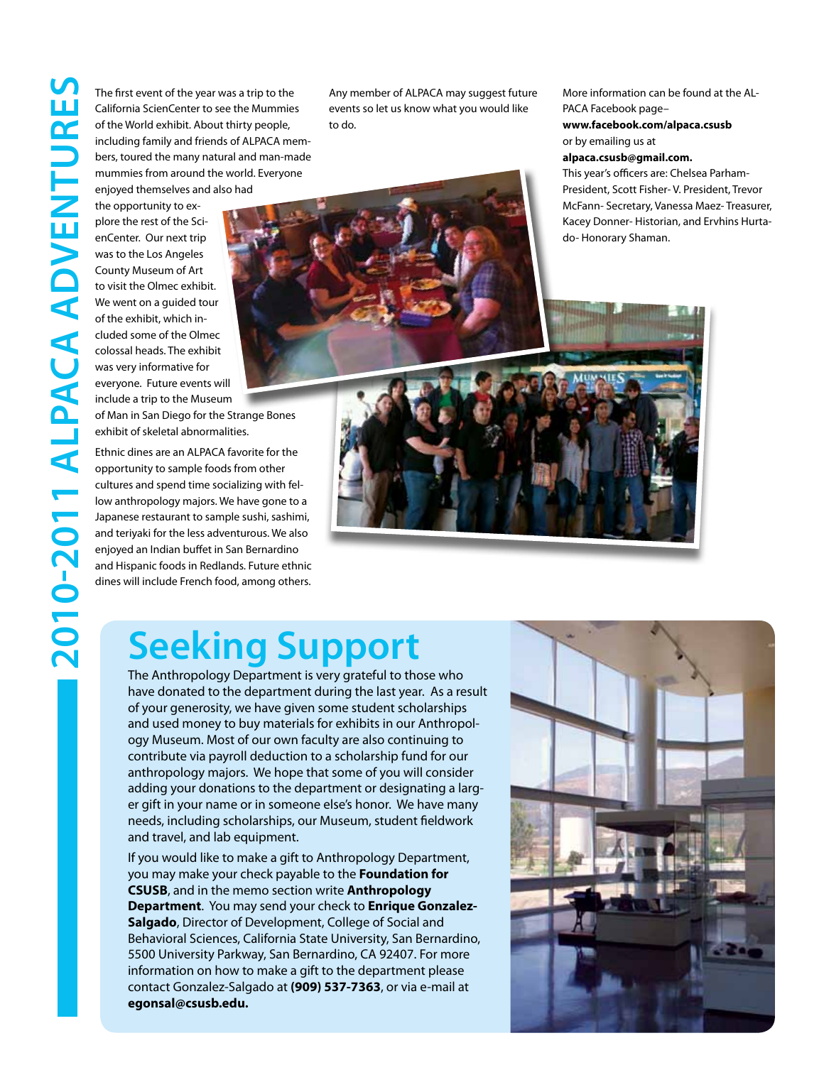# 2010-2011 ALPACA ADVENTURES

The first event of the year was a trip to the California ScienCenter to see the Mummies of the World exhibit. About thirty people, including family and friends of ALPACA members, toured the many natural and man-made mummies from around the world. Everyone enjoyed themselves and also had the opportunity to explore the rest of the ScienCenter. Our next trip was to the Los Angeles County Museum of Art to visit the Olmec exhibit. We went on a guided tour of the exhibit, which included some of the Olmec colossal heads. The exhibit was very informative for everyone. Future events will include a trip to the Museum of Man in San Diego for the Strange Bones exhibit of skeletal abnormalities.

Ethnic dines are an ALPACA favorite for the opportunity to sample foods from other cultures and spend time socializing with fellow anthropology majors. We have gone to a Japanese restaurant to sample sushi, sashimi, and teriyaki for the less adventurous. We also enjoyed an Indian buffet in San Bernardino and Hispanic foods in Redlands. Future ethnic dines will include French food, among others.

Any member of ALPACA may suggest future events so let us know what you would like to do.

More information can be found at the ALPACA Facebook page– **www.facebook.com/alpaca.csusb** or by emailing us at **alpaca.csusb@gmail.com.**

This year's officers are: Chelsea Parham- President, Scott Fisher- V. President, Trevor McFann- Secretary, Vanessa Maez- Treasurer, Kacey Donner- Historian, and Ervhins Hurtado- Honorary Shaman.

## Seeking Support

The Anthropology Department is very grateful to those who have donated to the department during the last year. As a result of your generosity, we have given some student scholarships and used money to buy materials for exhibits in our Anthropology Museum. Most of our own faculty are also continuing to contribute via payroll deduction to a scholarship fund for our anthropology majors. We hope that some of you will consider adding your donations to the department or designating a larger gift in your name or in someone else's honor. We have many needs, including scholarships, our Museum, student fieldwork and travel, and lab equipment.

If you would like to make a gift to Anthropology Department, you may make your check payable to the **Foundation for CSUSB**, and in the memo section write **Anthropology Department**. You may send your check to **Enrique Gonzalez-Salgado**, Director of Development, College of Social and Behavioral Sciences, California State University, San Bernardino, 5500 University Parkway, San Bernardino, CA 92407. For more information on how to make a gift to the department please contact Gonzalez-Salgado at **(909) 537-7363**, or via e-mail at **egonsal@csusb.edu.**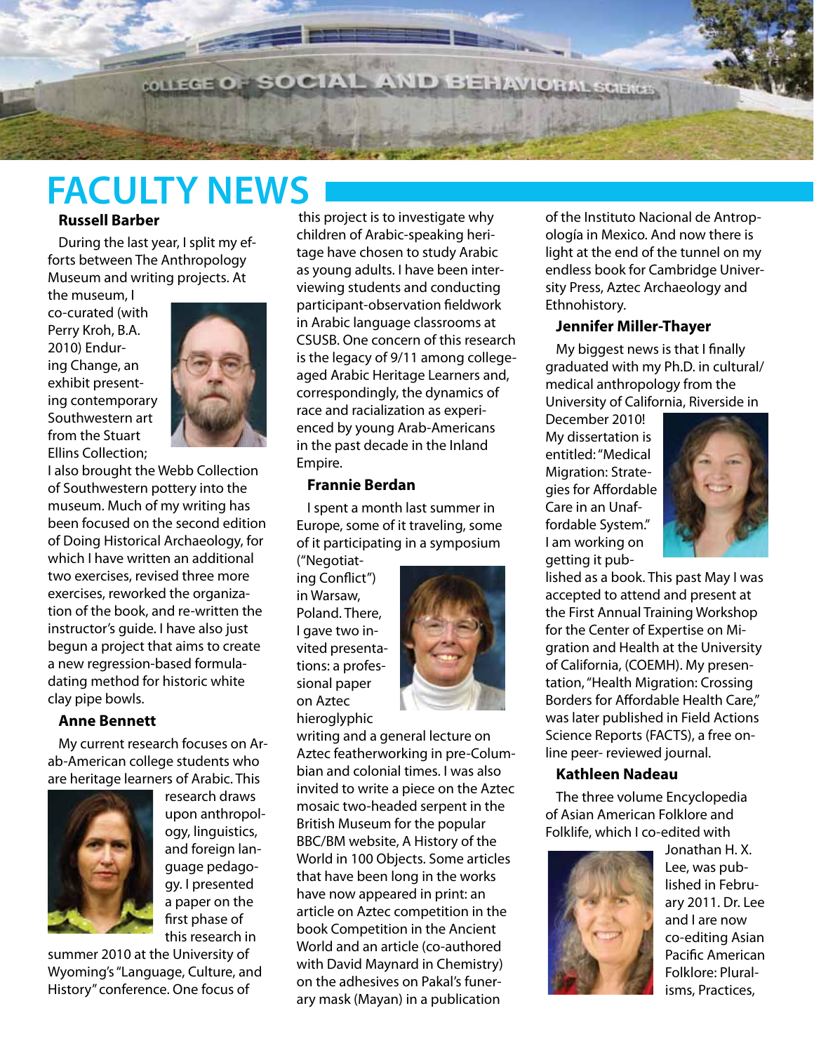# FACULTY NEWS

### Russell Barber

During the last year, I split my efforts between The Anthropology Museum and writing projects. At the museum, I co-curated (with Perry Kroh, B.A. 2010) Enduring Change, an exhibit presenting contemporary Southwestern art from the Stuart Ellins Collection; I also brought the Webb Collection of Southwestern pottery into the museum. Much of my writing has been focused on the second edition of Doing Historical Archaeology, for which I have written an additional two exercises, revised three more exercises, reworked the organization of the book, and re-written the instructor's guide. I have also just begun a project that aims to create a new regression-based formula-dating method for historic white clay pipe bowls.

### Anne Bennett

My current research focuses on Arab-American college students who are heritage learners of Arabic. This research draws upon anthropology, linguistics, and foreign language pedagogy. I presented a paper on the first phase of this research in summer 2010 at the University of Wyoming's "Language, Culture, and History" conference. One focus of this project is to investigate why children of Arabic-speaking heritage have chosen to study Arabic as young adults. I have been interviewing students and conducting participant-observation fieldwork in Arabic language classrooms at CSUSB. One concern of this research is the legacy of 9/11 among college-aged Arabic Heritage Learners and, correspondingly, the dynamics of race and racialization as experienced by young Arab-Americans in the past decade in the Inland Empire.

### Frannie Berdan

I spent a month last summer in Europe, some of it traveling, some of it participating in a symposium ("Negotiating Conflict") in Warsaw, Poland. There, I gave two invited presentations: a professional paper on Aztec hieroglyphic writing and a general lecture on Aztec featherworking in pre-Columbian and colonial times. I was also invited to write a piece on the Aztec mosaic two-headed serpent in the British Museum for the popular BBC/BM website, A History of the World in 100 Objects. Some articles that have been long in the works have now appeared in print: an article on Aztec competition in the book Competition in the Ancient World and an article (co-authored with David Maynard in Chemistry) on the adhesives on Pakal's funerary mask (Mayan) in a publication of the Instituto Nacional de Antropología in Mexico. And now there is light at the end of the tunnel on my endless book for Cambridge University Press, Aztec Archaeology and Ethnohistory.

### Jennifer Miller-Thayer

My biggest news is that I finally graduated with my Ph.D. in cultural/medical anthropology from the University of California, Riverside in December 2010! My dissertation is entitled: "Medical Migration: Strategies for Affordable Care in an Unaffordable System." I am working on getting it published as a book. This past May I was accepted to attend and present at the First Annual Training Workshop for the Center of Expertise on Migration and Health at the University of California, (COEMH). My presentation, "Health Migration: Crossing Borders for Affordable Health Care," was later published in Field Actions Science Reports (FACTS), a free online peer- reviewed journal.

### Kathleen Nadeau

The three volume Encyclopedia of Asian American Folklore and Folklife, which I co-edited with Jonathan H. X. Lee, was published in February 2011. Dr. Lee and I are now co-editing Asian Pacific American Folklore: Pluralisms, Practices,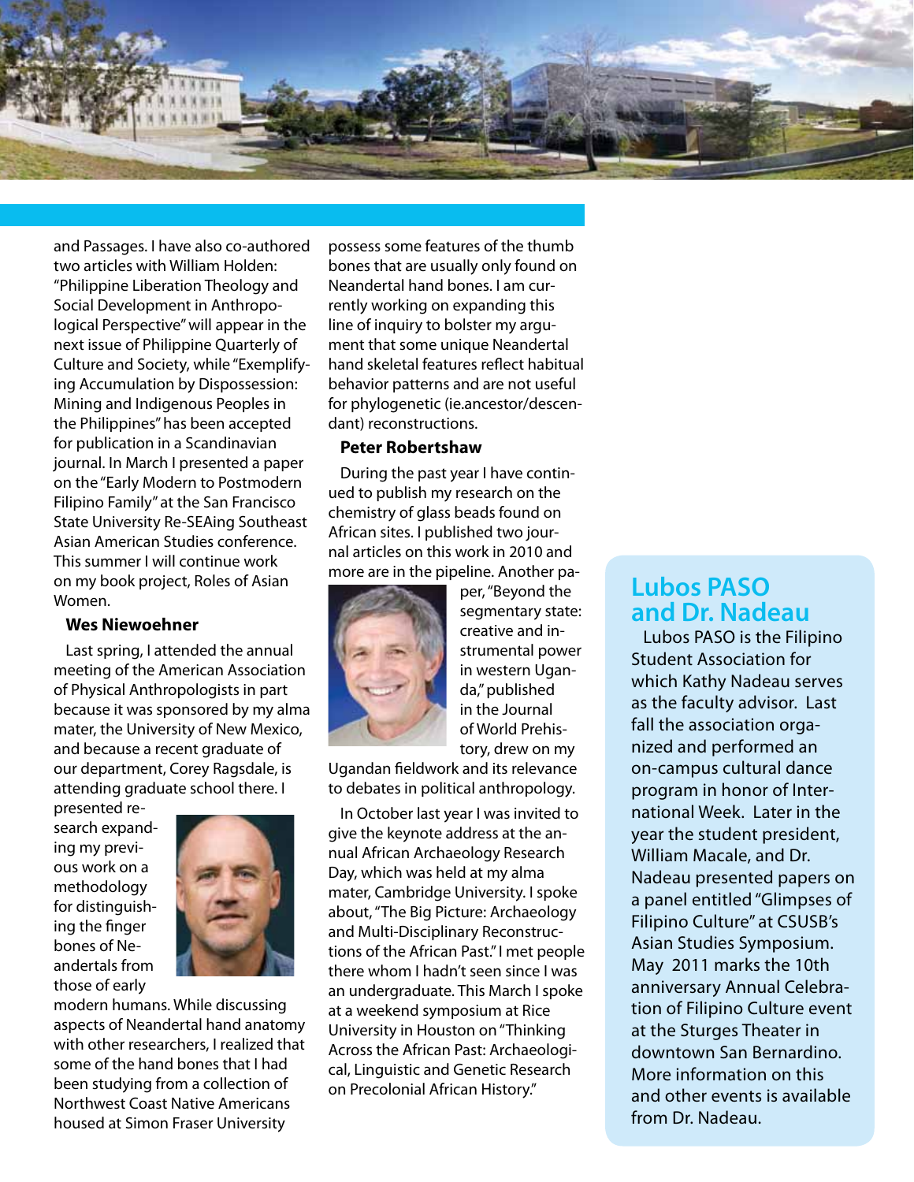and Passages. I have also co-authored two articles with William Holden: "Philippine Liberation Theology and Social Development in Anthropological Perspective" will appear in the next issue of Philippine Quarterly of Culture and Society, while "Exemplifying Accumulation by Dispossession: Mining and Indigenous Peoples in the Philippines" has been accepted for publication in a Scandinavian journal. In March I presented a paper on the "Early Modern to Postmodern Filipino Family" at the San Francisco State University Re-SEAing Southeast Asian American Studies conference. This summer I will continue work on my book project, Roles of Asian Women.

**Wes Niewoehner**

Last spring, I attended the annual meeting of the American Association of Physical Anthropologists in part because it was sponsored by my alma mater, the University of New Mexico, and because a recent graduate of our department, Corey Ragsdale, is attending graduate school there. I presented research expanding my previous work on a methodology for distinguishing the finger bones of Neandertals from those of early modern humans. While discussing aspects of Neandertal hand anatomy with other researchers, I realized that some of the hand bones that I had been studying from a collection of Northwest Coast Native Americans housed at Simon Fraser University possess some features of the thumb bones that are usually only found on Neandertal hand bones. I am currently working on expanding this line of inquiry to bolster my argument that some unique Neandertal hand skeletal features reflect habitual behavior patterns and are not useful for phylogenetic (ie.ancestor/descendant) reconstructions.

**Peter Robertshaw**

During the past year I have continued to publish my research on the chemistry of glass beads found on African sites. I published two journal articles on this work in 2010 and more are in the pipeline. Another paper, "Beyond the segmentary state: creative and instrumental power in western Uganda," published in the Journal of World Prehistory, drew on my Ugandan fieldwork and its relevance to debates in political anthropology.

In October last year I was invited to give the keynote address at the annual African Archaeology Research Day, which was held at my alma mater, Cambridge University. I spoke about, "The Big Picture: Archaeology and Multi-Disciplinary Reconstructions of the African Past." I met people there whom I hadn't seen since I was an undergraduate. This March I spoke at a weekend symposium at Rice University in Houston on "Thinking Across the African Past: Archaeological, Linguistic and Genetic Research on Precolonial African History."

## Lubos PASO and Dr. Nadeau

Lubos PASO is the Filipino Student Association for which Kathy Nadeau serves as the faculty advisor. Last fall the association organized and performed an on-campus cultural dance program in honor of International Week. Later in the year the student president, William Macale, and Dr. Nadeau presented papers on a panel entitled "Glimpses of Filipino Culture" at CSUSB's Asian Studies Symposium. May 2011 marks the 10th anniversary Annual Celebration of Filipino Culture event at the Sturges Theater in downtown San Bernardino. More information on this and other events is available from Dr. Nadeau.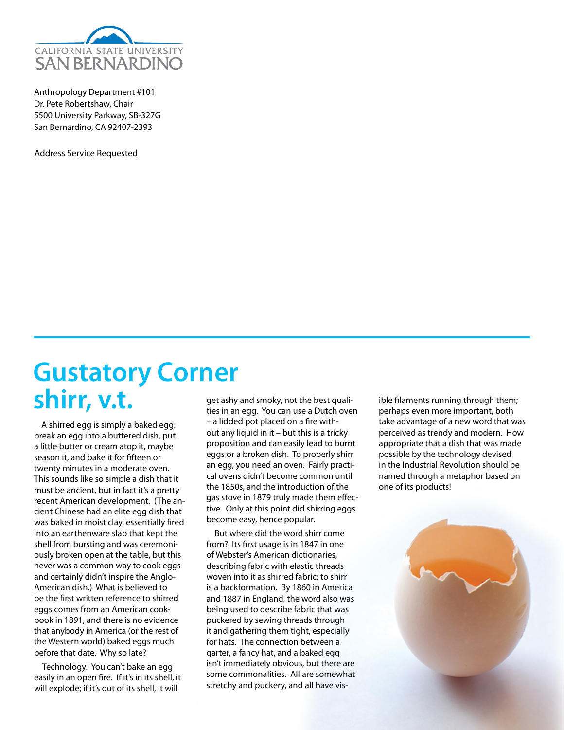CALIFORNIA STATE UNIVERSITY
SAN BERNARDINO

Anthropology Department #101
Dr. Pete Robertshaw, Chair
5500 University Parkway, SB-327G
San Bernardino, CA 92407-2393

Address Service Requested

# Gustatory Corner
# shirr, v.t.

A shirred egg is simply a baked egg: break an egg into a buttered dish, put a little butter or cream atop it, maybe season it, and bake it for fifteen or twenty minutes in a moderate oven. This sounds like so simple a dish that it must be ancient, but in fact it's a pretty recent American development. (The ancient Chinese had an elite egg dish that was baked in moist clay, essentially fired into an earthenware slab that kept the shell from bursting and was ceremoniously broken open at the table, but this never was a common way to cook eggs and certainly didn't inspire the Anglo-American dish.) What is believed to be the first written reference to shirred eggs comes from an American cookbook in 1891, and there is no evidence that anybody in America (or the rest of the Western world) baked eggs much before that date. Why so late?

Technology. You can't bake an egg easily in an open fire. If it's in its shell, it will explode; if it's out of its shell, it will get ashy and smoky, not the best qualities in an egg. You can use a Dutch oven – a lidded pot placed on a fire without any liquid in it – but this is a tricky proposition and can easily lead to burnt eggs or a broken dish. To properly shirr an egg, you need an oven. Fairly practical ovens didn't become common until the 1850s, and the introduction of the gas stove in 1879 truly made them effective. Only at this point did shirring eggs become easy, hence popular.

But where did the word shirr come from? Its first usage is in 1847 in one of Webster's American dictionaries, describing fabric with elastic threads woven into it as shirred fabric; to shirr is a backformation. By 1860 in America and 1887 in England, the word also was being used to describe fabric that was puckered by sewing threads through it and gathering them tight, especially for hats. The connection between a garter, a fancy hat, and a baked egg isn't immediately obvious, but there are some commonalities. All are somewhat stretchy and puckery, and all have visible filaments running through them; perhaps even more important, both take advantage of a new word that was perceived as trendy and modern. How appropriate that a dish that was made possible by the technology devised in the Industrial Revolution should be named through a metaphor based on one of its products!